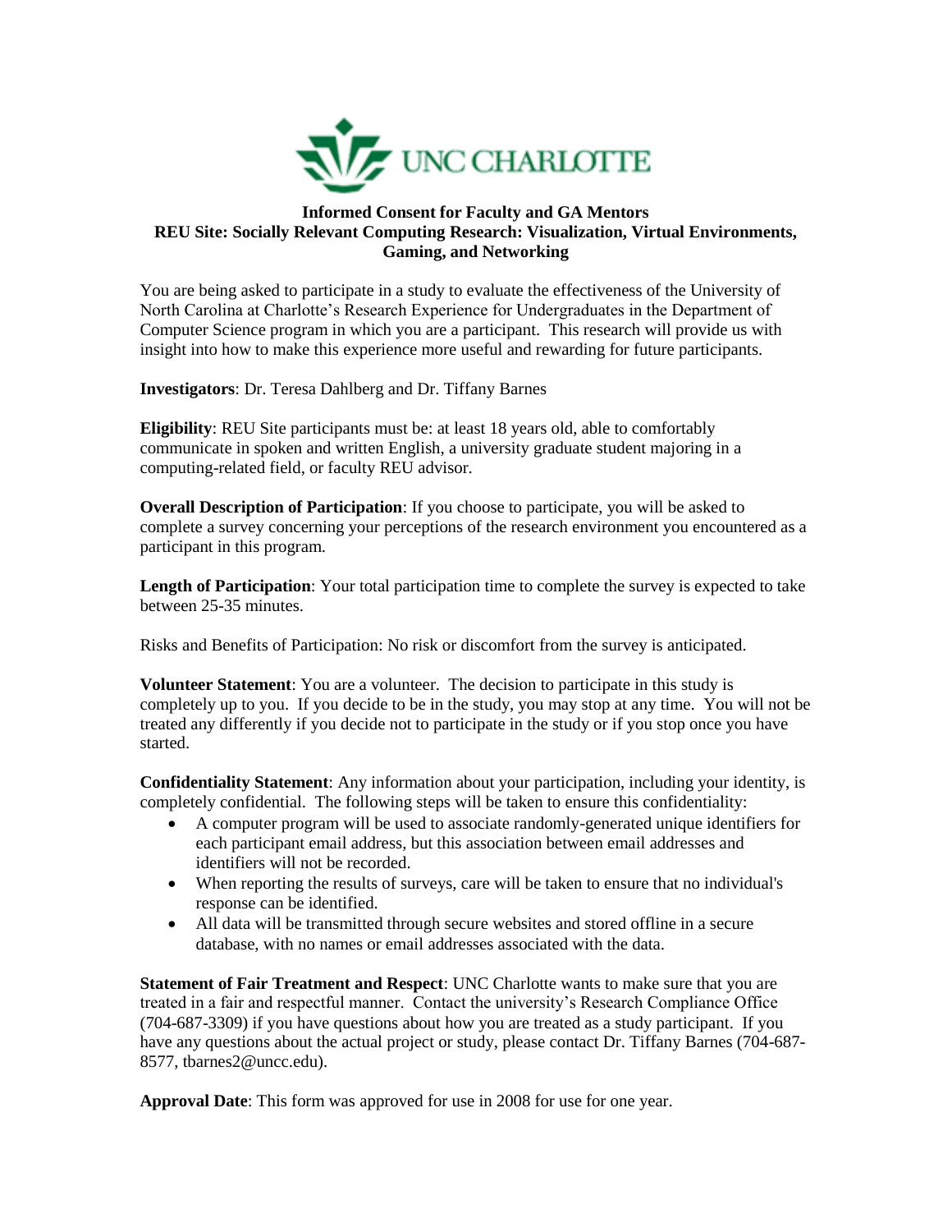UNC CHARLOTTE

# Informed Consent for Faculty and GA Mentors
## REU Site: Socially Relevant Computing Research: Visualization, Virtual Environments, Gaming, and Networking

You are being asked to participate in a study to evaluate the effectiveness of the University of North Carolina at Charlotte's Research Experience for Undergraduates in the Department of Computer Science program in which you are a participant. This research will provide us with insight into how to make this experience more useful and rewarding for future participants.

**Investigators**: Dr. Teresa Dahlberg and Dr. Tiffany Barnes

**Eligibility**: REU Site participants must be: at least 18 years old, able to comfortably communicate in spoken and written English, a university graduate student majoring in a computing-related field, or faculty REU advisor.

**Overall Description of Participation**: If you choose to participate, you will be asked to complete a survey concerning your perceptions of the research environment you encountered as a participant in this program.

**Length of Participation**: Your total participation time to complete the survey is expected to take between 25-35 minutes.

Risks and Benefits of Participation: No risk or discomfort from the survey is anticipated.

**Volunteer Statement**: You are a volunteer. The decision to participate in this study is completely up to you. If you decide to be in the study, you may stop at any time. You will not be treated any differently if you decide not to participate in the study or if you stop once you have started.

**Confidentiality Statement**: Any information about your participation, including your identity, is completely confidential. The following steps will be taken to ensure this confidentiality:

- A computer program will be used to associate randomly-generated unique identifiers for each participant email address, but this association between email addresses and identifiers will not be recorded.
- When reporting the results of surveys, care will be taken to ensure that no individual's response can be identified.
- All data will be transmitted through secure websites and stored offline in a secure database, with no names or email addresses associated with the data.

**Statement of Fair Treatment and Respect**: UNC Charlotte wants to make sure that you are treated in a fair and respectful manner. Contact the university's Research Compliance Office (704-687-3309) if you have questions about how you are treated as a study participant. If you have any questions about the actual project or study, please contact Dr. Tiffany Barnes (704-687-8577, tbarnes2@uncc.edu).

**Approval Date**: This form was approved for use in 2008 for use for one year.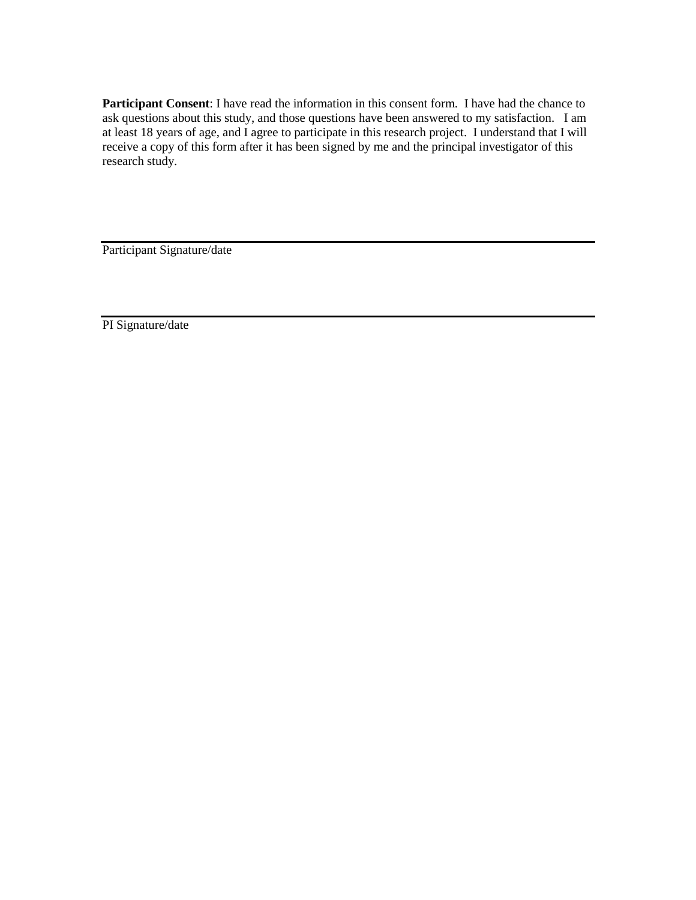**Participant Consent**: I have read the information in this consent form. I have had the chance to ask questions about this study, and those questions have been answered to my satisfaction. I am at least 18 years of age, and I agree to participate in this research project. I understand that I will receive a copy of this form after it has been signed by me and the principal investigator of this research study.

---

Participant Signature/date

---

PI Signature/date